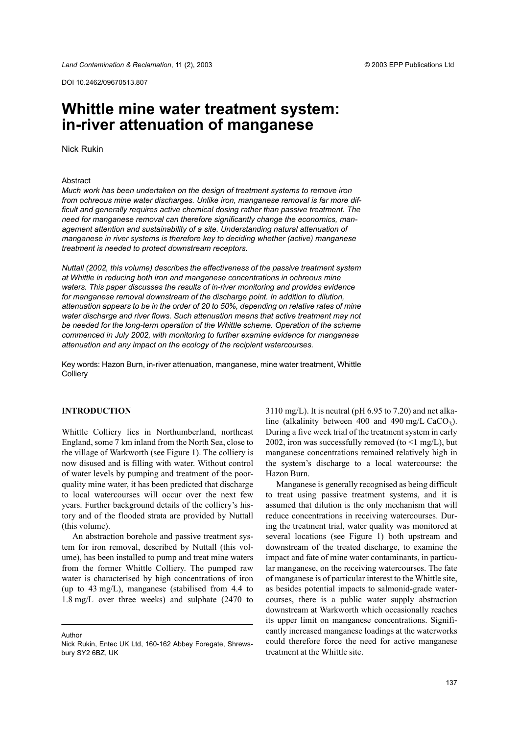DOI 10.2462/09670513.807

# Whittle mine water treatment system: in-river attenuation of manganese

Nick Rukin

## Abstract

*Much work has been undertaken on the design of treatment systems to remove iron from ochreous mine water discharges. Unlike iron, manganese removal is far more difficult and generally requires active chemical dosing rather than passive treatment. The need for manganese removal can therefore significantly change the economics, management attention and sustainability of a site. Understanding natural attenuation of manganese in river systems is therefore key to deciding whether (active) manganese treatment is needed to protect downstream receptors.*

*Nuttall (2002, this volume) describes the effectiveness of the passive treatment system at Whittle in reducing both iron and manganese concentrations in ochreous mine waters. This paper discusses the results of in-river monitoring and provides evidence for manganese removal downstream of the discharge point. In addition to dilution, attenuation appears to be in the order of 20 to 50%, depending on relative rates of mine water discharge and river flows. Such attenuation means that active treatment may not be needed for the long-term operation of the Whittle scheme. Operation of the scheme commenced in July 2002, with monitoring to further examine evidence for manganese attenuation and any impact on the ecology of the recipient watercourses.*

Key words: Hazon Burn, in-river attenuation, manganese, mine water treatment, Whittle Colliery

## INTRODUCTION

Whittle Colliery lies in Northumberland, northeast England, some 7 km inland from the North Sea, close to the village of Warkworth (see Figure 1). The colliery is now disused and is filling with water. Without control of water levels by pumping and treatment of the poor-quality mine water, it has been predicted that discharge to local watercourses will occur over the next few years. Further background details of the colliery's history and of the flooded strata are provided by Nuttall (this volume).

An abstraction borehole and passive treatment system for iron removal, described by Nuttall (this volume), has been installed to pump and treat mine waters from the former Whittle Colliery. The pumped raw water is characterised by high concentrations of iron (up to 43 mg/L), manganese (stabilised from 4.4 to 1.8 mg/L over three weeks) and sulphate (2470 to 3110 mg/L). It is neutral (pH 6.95 to 7.20) and net alkaline (alkalinity between 400 and 490 mg/L $CaCO_3$). During a five week trial of the treatment system in early 2002, iron was successfully removed (to <1 mg/L), but manganese concentrations remained relatively high in the system's discharge to a local watercourse: the Hazon Burn.

Manganese is generally recognised as being difficult to treat using passive treatment systems, and it is assumed that dilution is the only mechanism that will reduce concentrations in receiving watercourses. During the treatment trial, water quality was monitored at several locations (see Figure 1) both upstream and downstream of the treated discharge, to examine the impact and fate of mine water contaminants, in particular manganese, on the receiving watercourses. The fate of manganese is of particular interest to the Whittle site, as besides potential impacts to salmonid-grade watercourses, there is a public water supply abstraction downstream at Warkworth which occasionally reaches its upper limit on manganese concentrations. Significantly increased manganese loadings at the waterworks could therefore force the need for active manganese treatment at the Whittle site.

Author
Nick Rukin, Entec UK Ltd, 160-162 Abbey Foregate, Shrewsbury SY2 6BZ, UK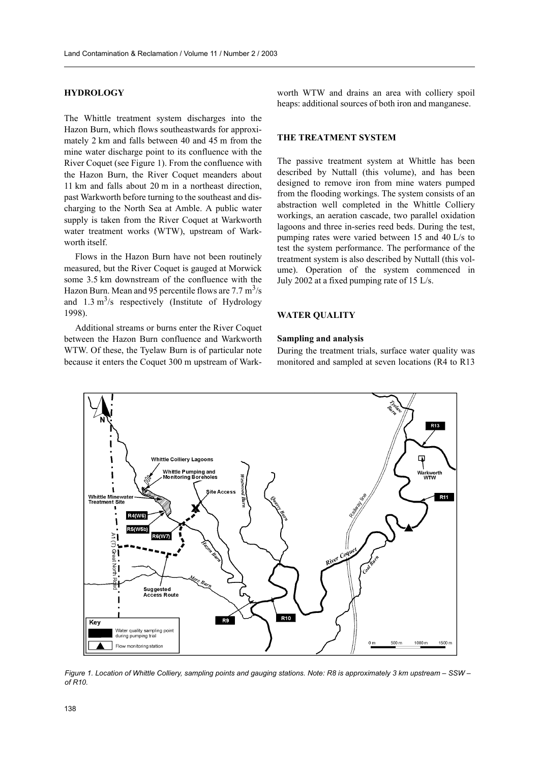## HYDROLOGY

The Whittle treatment system discharges into the Hazon Burn, which flows southeastwards for approximately 2 km and falls between 40 and 45 m from the mine water discharge point to its confluence with the River Coquet (see Figure 1). From the confluence with the Hazon Burn, the River Coquet meanders about 11 km and falls about 20 m in a northeast direction, past Warkworth before turning to the southeast and discharging to the North Sea at Amble. A public water supply is taken from the River Coquet at Warkworth water treatment works (WTW), upstream of Warkworth itself.

Flows in the Hazon Burn have not been routinely measured, but the River Coquet is gauged at Morwick some 3.5 km downstream of the confluence with the Hazon Burn. Mean and 95 percentile flows are 7.7 $m^3/s$ and 1.3 $m^3/s$ respectively (Institute of Hydrology 1998).

Additional streams or burns enter the River Coquet between the Hazon Burn confluence and Warkworth WTW. Of these, the Tyelaw Burn is of particular note because it enters the Coquet 300 m upstream of Warkworth WTW and drains an area with colliery spoil heaps: additional sources of both iron and manganese.

## THE TREATMENT SYSTEM

The passive treatment system at Whittle has been described by Nuttall (this volume), and has been designed to remove iron from mine waters pumped from the flooding workings. The system consists of an abstraction well completed in the Whittle Colliery workings, an aeration cascade, two parallel oxidation lagoons and three in-series reed beds. During the test, pumping rates were varied between 15 and 40 L/s to test the system performance. The performance of the treatment system is also described by Nuttall (this volume). Operation of the system commenced in July 2002 at a fixed pumping rate of 15 L/s.

## WATER QUALITY

### Sampling and analysis

During the treatment trials, surface water quality was monitored and sampled at seven locations (R4 to R13

*Figure 1. Location of Whittle Colliery, sampling points and gauging stations. Note: R8 is approximately 3 km upstream – SSW – of R10.*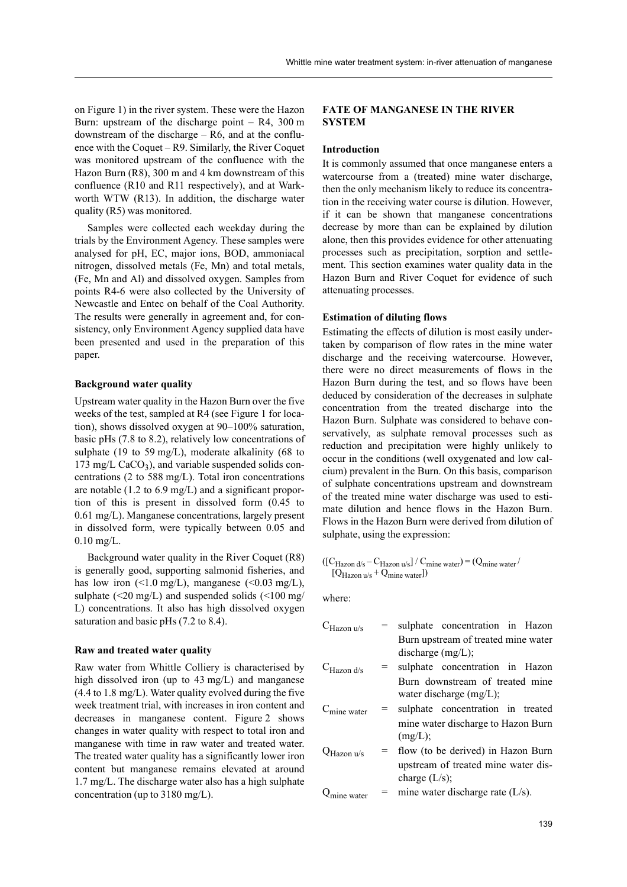on Figure 1) in the river system. These were the Hazon Burn: upstream of the discharge point – R4, 300 m downstream of the discharge – R6, and at the confluence with the Coquet – R9. Similarly, the River Coquet was monitored upstream of the confluence with the Hazon Burn (R8), 300 m and 4 km downstream of this confluence (R10 and R11 respectively), and at Warkworth WTW (R13). In addition, the discharge water quality (R5) was monitored.

Samples were collected each weekday during the trials by the Environment Agency. These samples were analysed for pH, EC, major ions, BOD, ammoniacal nitrogen, dissolved metals (Fe, Mn) and total metals, (Fe, Mn and Al) and dissolved oxygen. Samples from points R4-6 were also collected by the University of Newcastle and Entec on behalf of the Coal Authority. The results were generally in agreement and, for consistency, only Environment Agency supplied data have been presented and used in the preparation of this paper.

### Background water quality

Upstream water quality in the Hazon Burn over the five weeks of the test, sampled at R4 (see Figure 1 for location), shows dissolved oxygen at 90–100% saturation, basic pHs (7.8 to 8.2), relatively low concentrations of sulphate (19 to 59 mg/L), moderate alkalinity (68 to 173 mg/L $CaCO_3$), and variable suspended solids concentrations (2 to 588 mg/L). Total iron concentrations are notable (1.2 to 6.9 mg/L) and a significant proportion of this is present in dissolved form (0.45 to 0.61 mg/L). Manganese concentrations, largely present in dissolved form, were typically between 0.05 and 0.10 mg/L.

Background water quality in the River Coquet (R8) is generally good, supporting salmonid fisheries, and has low iron (<1.0 mg/L), manganese (<0.03 mg/L), sulphate (<20 mg/L) and suspended solids (<100 mg/L) concentrations. It also has high dissolved oxygen saturation and basic pHs (7.2 to 8.4).

### Raw and treated water quality

Raw water from Whittle Colliery is characterised by high dissolved iron (up to 43 mg/L) and manganese (4.4 to 1.8 mg/L). Water quality evolved during the five week treatment trial, with increases in iron content and decreases in manganese content. Figure 2 shows changes in water quality with respect to total iron and manganese with time in raw water and treated water. The treated water quality has a significantly lower iron content but manganese remains elevated at around 1.7 mg/L. The discharge water also has a high sulphate concentration (up to 3180 mg/L).

## FATE OF MANGANESE IN THE RIVER SYSTEM

### Introduction

It is commonly assumed that once manganese enters a watercourse from a (treated) mine water discharge, then the only mechanism likely to reduce its concentration in the receiving water course is dilution. However, if it can be shown that manganese concentrations decrease by more than can be explained by dilution alone, then this provides evidence for other attenuating processes such as precipitation, sorption and settlement. This section examines water quality data in the Hazon Burn and River Coquet for evidence of such attenuating processes.

### Estimation of diluting flows

Estimating the effects of dilution is most easily undertaken by comparison of flow rates in the mine water discharge and the receiving watercourse. However, there were no direct measurements of flows in the Hazon Burn during the test, and so flows have been deduced by consideration of the decreases in sulphate concentration from the treated discharge into the Hazon Burn. Sulphate was considered to behave conservatively, as sulphate removal processes such as reduction and precipitation were highly unlikely to occur in the conditions (well oxygenated and low calcium) prevalent in the Burn. On this basis, comparison of sulphate concentrations upstream and downstream of the treated mine water discharge was used to estimate dilution and hence flows in the Hazon Burn. Flows in the Hazon Burn were derived from dilution of sulphate, using the expression:

$$([C_{\text{Hazon d/s}} - C_{\text{Hazon u/s}}] / C_{\text{mine water}}) = (Q_{\text{mine water}} / [Q_{\text{Hazon u/s}} + Q_{\text{mine water}}])$$

where:

- $C_{\text{Hazon u/s}}$ = sulphate concentration in Hazon Burn upstream of treated mine water discharge (mg/L);
- $C_{\text{Hazon d/s}}$ = sulphate concentration in Hazon Burn downstream of treated mine water discharge (mg/L);
- $C_{\text{mine water}}$ = sulphate concentration in treated mine water discharge to Hazon Burn (mg/L);
- $Q_{\text{Hazon u/s}}$ = flow (to be derived) in Hazon Burn upstream of treated mine water discharge (L/s);
- $Q_{\text{mine water}}$ = mine water discharge rate (L/s).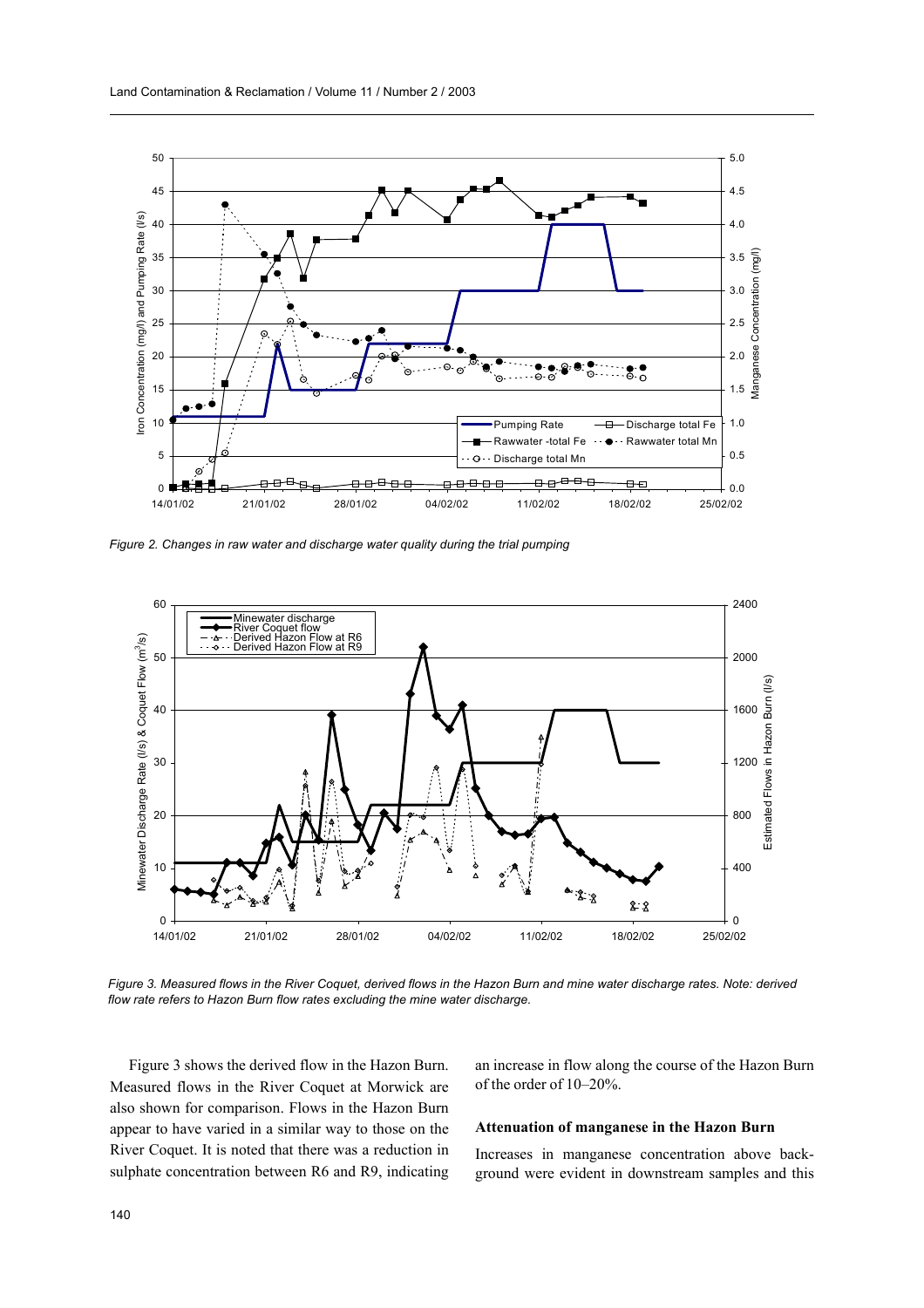*Figure 2. Changes in raw water and discharge water quality during the trial pumping*

*Figure 3. Measured flows in the River Coquet, derived flows in the Hazon Burn and mine water discharge rates. Note: derived flow rate refers to Hazon Burn flow rates excluding the mine water discharge.*

Figure 3 shows the derived flow in the Hazon Burn. Measured flows in the River Coquet at Morwick are also shown for comparison. Flows in the Hazon Burn appear to have varied in a similar way to those on the River Coquet. It is noted that there was a reduction in sulphate concentration between R6 and R9, indicating an increase in flow along the course of the Hazon Burn of the order of 10–20%.

### Attenuation of manganese in the Hazon Burn

Increases in manganese concentration above background were evident in downstream samples and this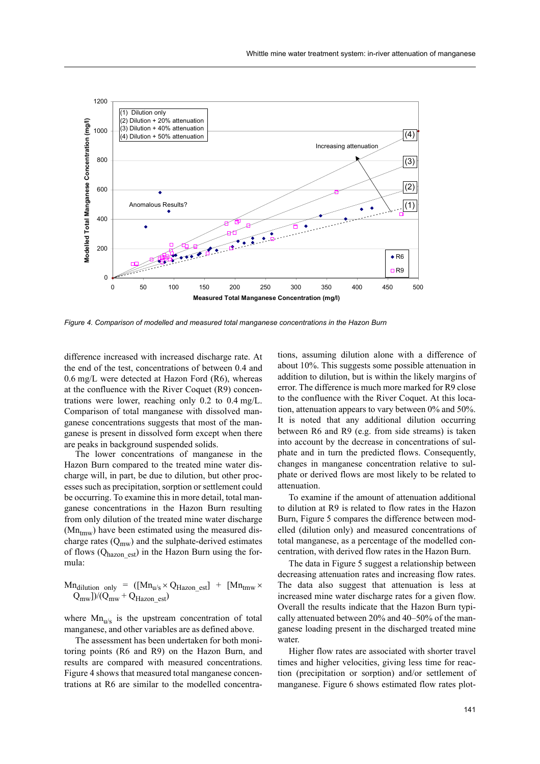Figure 4. Comparison of modelled and measured total manganese concentrations in the Hazon Burn

difference increased with increased discharge rate. At the end of the test, concentrations of between 0.4 and 0.6 mg/L were detected at Hazon Ford (R6), whereas at the confluence with the River Coquet (R9) concentrations were lower, reaching only 0.2 to 0.4 mg/L. Comparison of total manganese with dissolved manganese concentrations suggests that most of the manganese is present in dissolved form except when there are peaks in background suspended solids.

The lower concentrations of manganese in the Hazon Burn compared to the treated mine water discharge will, in part, be due to dilution, but other processes such as precipitation, sorption or settlement could be occurring. To examine this in more detail, total manganese concentrations in the Hazon Burn resulting from only dilution of the treated mine water discharge ($Mn_{tmw}$) have been estimated using the measured discharge rates ($Q_{mw}$) and the sulphate-derived estimates of flows ($Q_{hazon\_est}$) in the Hazon Burn using the formula:

$$Mn_{dilution\ only} = ([Mn_{u/s} \times Q_{Hazon\_est}] + [Mn_{tmw} \times Q_{mw}])/(Q_{mw} + Q_{Hazon\_est})$$

where $Mn_{u/s}$ is the upstream concentration of total manganese, and other variables are as defined above.

The assessment has been undertaken for both monitoring points (R6 and R9) on the Hazon Burn, and results are compared with measured concentrations. Figure 4 shows that measured total manganese concentrations at R6 are similar to the modelled concentrations, assuming dilution alone with a difference of about 10%. This suggests some possible attenuation in addition to dilution, but is within the likely margins of error. The difference is much more marked for R9 close to the confluence with the River Coquet. At this location, attenuation appears to vary between 0% and 50%. It is noted that any additional dilution occurring between R6 and R9 (e.g. from side streams) is taken into account by the decrease in concentrations of sulphate and in turn the predicted flows. Consequently, changes in manganese concentration relative to sulphate or derived flows are most likely to be related to attenuation.

To examine if the amount of attenuation additional to dilution at R9 is related to flow rates in the Hazon Burn, Figure 5 compares the difference between modelled (dilution only) and measured concentrations of total manganese, as a percentage of the modelled concentration, with derived flow rates in the Hazon Burn.

The data in Figure 5 suggest a relationship between decreasing attenuation rates and increasing flow rates. The data also suggest that attenuation is less at increased mine water discharge rates for a given flow. Overall the results indicate that the Hazon Burn typically attenuated between 20% and 40–50% of the manganese loading present in the discharged treated mine water.

Higher flow rates are associated with shorter travel times and higher velocities, giving less time for reaction (precipitation or sorption) and/or settlement of manganese. Figure 6 shows estimated flow rates plot-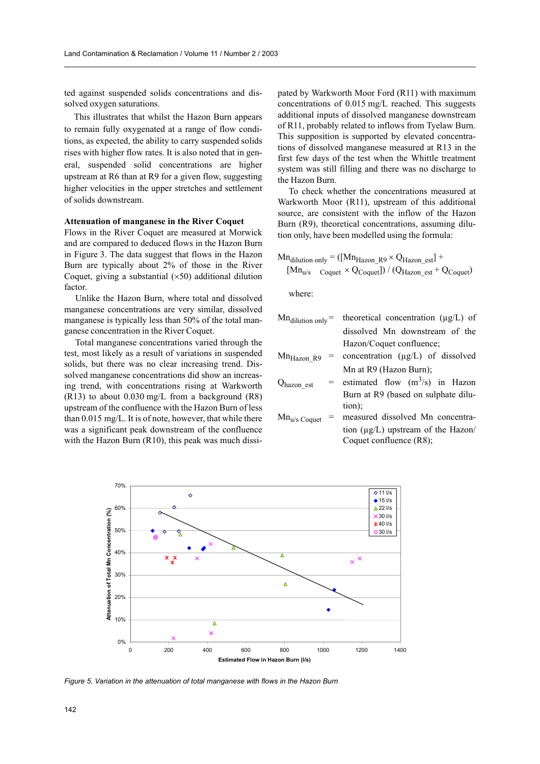ted against suspended solids concentrations and dissolved oxygen saturations.

This illustrates that whilst the Hazon Burn appears to remain fully oxygenated at a range of flow conditions, as expected, the ability to carry suspended solids rises with higher flow rates. It is also noted that in general, suspended solid concentrations are higher upstream at R6 than at R9 for a given flow, suggesting higher velocities in the upper stretches and settlement of solids downstream.

**Attenuation of manganese in the River Coquet**

Flows in the River Coquet are measured at Morwick and are compared to deduced flows in the Hazon Burn in Figure 3. The data suggest that flows in the Hazon Burn are typically about 2% of those in the River Coquet, giving a substantial (×50) additional dilution factor.

Unlike the Hazon Burn, where total and dissolved manganese concentrations are very similar, dissolved manganese is typically less than 50% of the total manganese concentration in the River Coquet.

Total manganese concentrations varied through the test, most likely as a result of variations in suspended solids, but there was no clear increasing trend. Dissolved manganese concentrations did show an increasing trend, with concentrations rising at Warkworth (R13) to about 0.030 mg/L from a background (R8) upstream of the confluence with the Hazon Burn of less than 0.015 mg/L. It is of note, however, that while there was a significant peak downstream of the confluence with the Hazon Burn (R10), this peak was much dissipated by Warkworth Moor Ford (R11) with maximum concentrations of 0.015 mg/L reached. This suggests additional inputs of dissolved manganese downstream of R11, probably related to inflows from Tyelaw Burn. This supposition is supported by elevated concentrations of dissolved manganese measured at R13 in the first few days of the test when the Whittle treatment system was still filling and there was no discharge to the Hazon Burn.

To check whether the concentrations measured at Warkworth Moor (R11), upstream of this additional source, are consistent with the inflow of the Hazon Burn (R9), theoretical concentrations, assuming dilution only, have been modelled using the formula:

$$Mn_{dilution\ only} = ([Mn_{Hazon\_R9} \times Q_{Hazon\_est}] + [Mn_{u/s\ \ Coquet} \times Q_{Coquet}]) / (Q_{Hazon\_est} + Q_{Coquet})$$

where:

$Mn_{dilution\ only}$ = theoretical concentration (µg/L) of dissolved Mn downstream of the Hazon/Coquet confluence;

$Mn_{Hazon\_R9}$ = concentration (µg/L) of dissolved Mn at R9 (Hazon Burn);

$Q_{hazon\_est}$ = estimated flow ($m^3$/s) in Hazon Burn at R9 (based on sulphate dilution);

$Mn_{u/s\ Coquet}$ = measured dissolved Mn concentration (µg/L) upstream of the Hazon/Coquet confluence (R8);

*Figure 5. Variation in the attenuation of total manganese with flows in the Hazon Burn*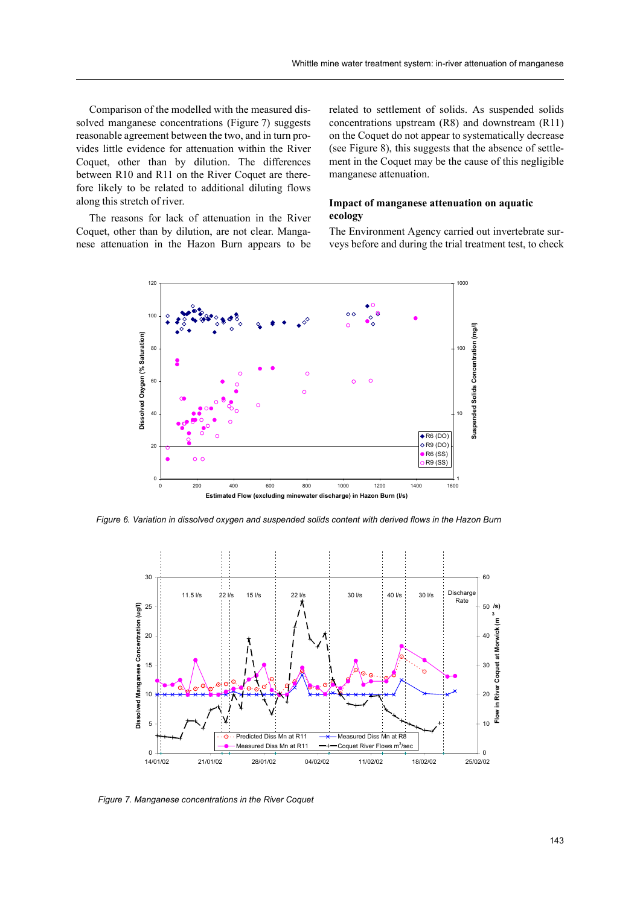Comparison of the modelled with the measured dissolved manganese concentrations (Figure 7) suggests reasonable agreement between the two, and in turn provides little evidence for attenuation within the River Coquet, other than by dilution. The differences between R10 and R11 on the River Coquet are therefore likely to be related to additional diluting flows along this stretch of river.

The reasons for lack of attenuation in the River Coquet, other than by dilution, are not clear. Manganese attenuation in the Hazon Burn appears to be related to settlement of solids. As suspended solids concentrations upstream (R8) and downstream (R11) on the Coquet do not appear to systematically decrease (see Figure 8), this suggests that the absence of settlement in the Coquet may be the cause of this negligible manganese attenuation.

## Impact of manganese attenuation on aquatic ecology

The Environment Agency carried out invertebrate surveys before and during the trial treatment test, to check

*Figure 6. Variation in dissolved oxygen and suspended solids content with derived flows in the Hazon Burn*

*Figure 7. Manganese concentrations in the River Coquet*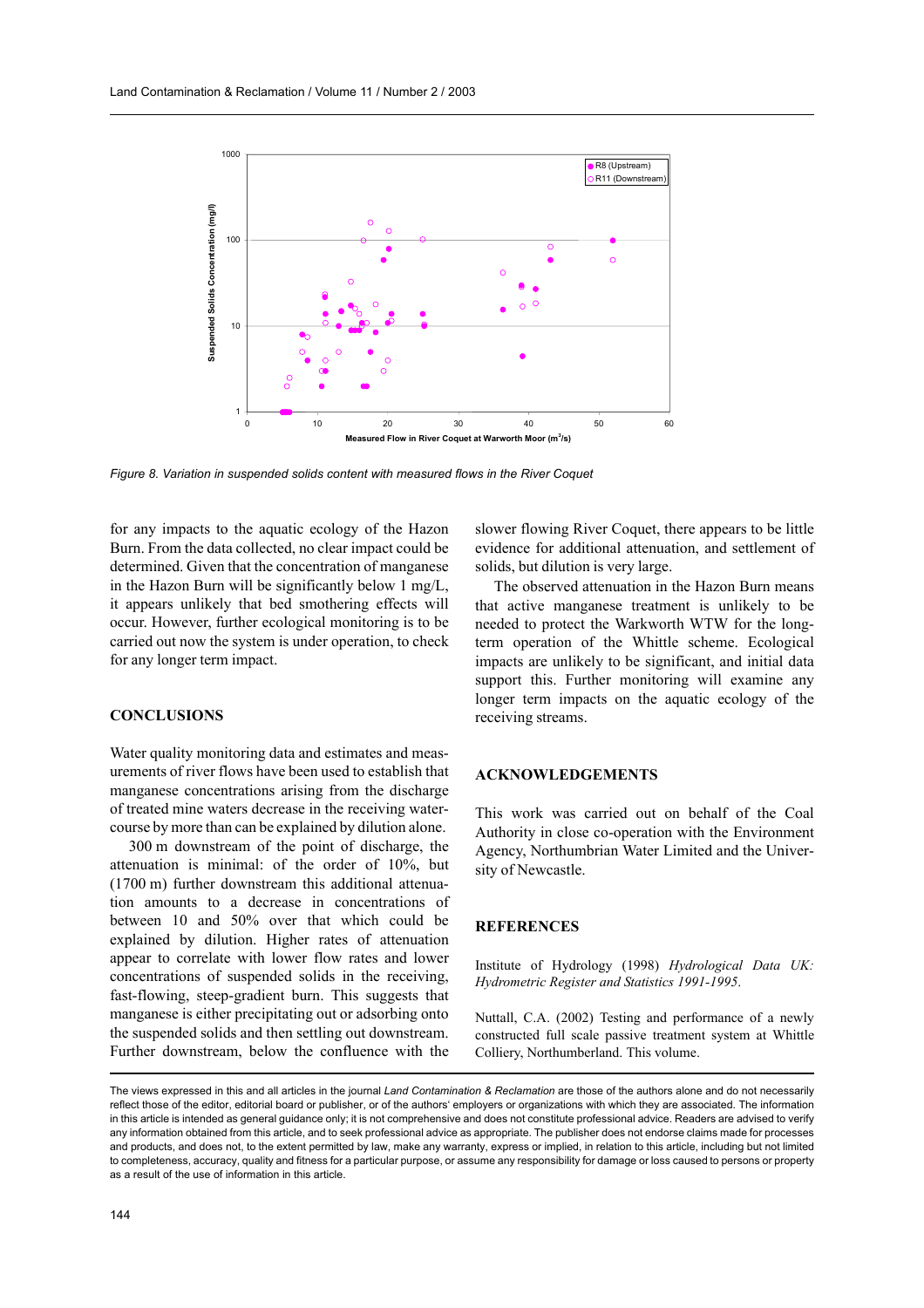1000

R8 (Upstream)

R11 (Downstream)

100

10

1

Suspended Solids Concentration (mg/l)

0

10

20

30

40

50

60

Measured Flow in River Coquet at Warworth Moor ($m^3$/s)

*Figure 8. Variation in suspended solids content with measured flows in the River Coquet*

for any impacts to the aquatic ecology of the Hazon Burn. From the data collected, no clear impact could be determined. Given that the concentration of manganese in the Hazon Burn will be significantly below 1 mg/L, it appears unlikely that bed smothering effects will occur. However, further ecological monitoring is to be carried out now the system is under operation, to check for any longer term impact.

## CONCLUSIONS

Water quality monitoring data and estimates and measurements of river flows have been used to establish that manganese concentrations arising from the discharge of treated mine waters decrease in the receiving watercourse by more than can be explained by dilution alone.

300 m downstream of the point of discharge, the attenuation is minimal: of the order of 10%, but (1700 m) further downstream this additional attenuation amounts to a decrease in concentrations of between 10 and 50% over that which could be explained by dilution. Higher rates of attenuation appear to correlate with lower flow rates and lower concentrations of suspended solids in the receiving, fast-flowing, steep-gradient burn. This suggests that manganese is either precipitating out or adsorbing onto the suspended solids and then settling out downstream. Further downstream, below the confluence with the slower flowing River Coquet, there appears to be little evidence for additional attenuation, and settlement of solids, but dilution is very large.

The observed attenuation in the Hazon Burn means that active manganese treatment is unlikely to be needed to protect the Warkworth WTW for the long-term operation of the Whittle scheme. Ecological impacts are unlikely to be significant, and initial data support this. Further monitoring will examine any longer term impacts on the aquatic ecology of the receiving streams.

## ACKNOWLEDGEMENTS

This work was carried out on behalf of the Coal Authority in close co-operation with the Environment Agency, Northumbrian Water Limited and the University of Newcastle.

## REFERENCES

Institute of Hydrology (1998) *Hydrological Data UK: Hydrometric Register and Statistics 1991-1995.*

Nuttall, C.A. (2002) Testing and performance of a newly constructed full scale passive treatment system at Whittle Colliery, Northumberland. This volume.

The views expressed in this and all articles in the journal *Land Contamination & Reclamation* are those of the authors alone and do not necessarily reflect those of the editor, editorial board or publisher, or of the authors' employers or organizations with which they are associated. The information in this article is intended as general guidance only; it is not comprehensive and does not constitute professional advice. Readers are advised to verify any information obtained from this article, and to seek professional advice as appropriate. The publisher does not endorse claims made for processes and products, and does not, to the extent permitted by law, make any warranty, express or implied, in relation to this article, including but not limited to completeness, accuracy, quality and fitness for a particular purpose, or assume any responsibility for damage or loss caused to persons or property as a result of the use of information in this article.